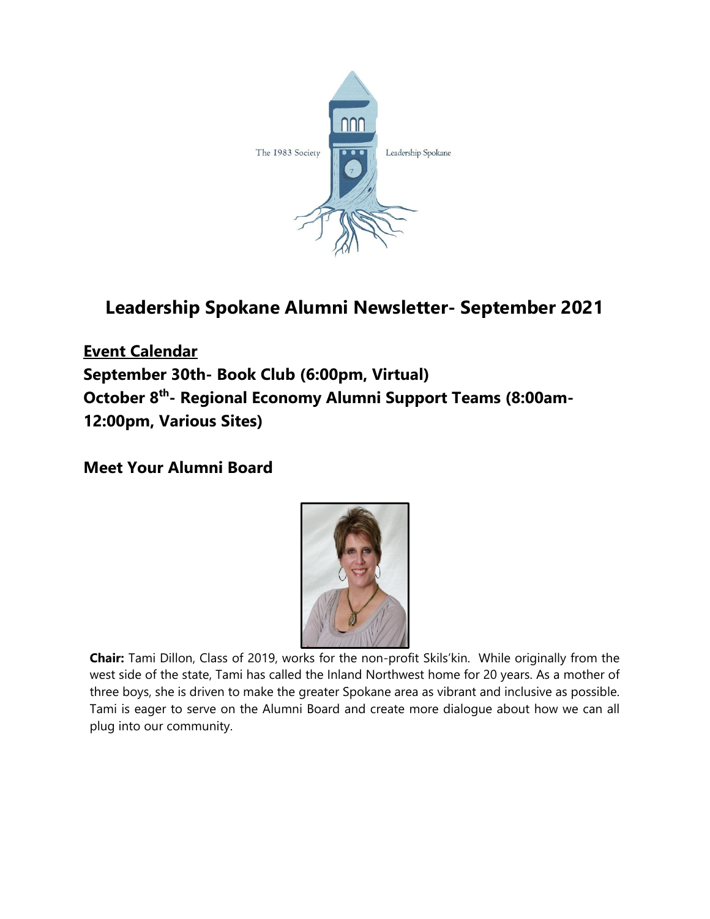# Leadership Spokane Alumni Newsletter- September 2021

**Event Calendar**

**September 30th- Book Club (6:00pm, Virtual)**

**October 8th- Regional Economy Alumni Support Teams (8:00am-12:00pm, Various Sites)**

## Meet Your Alumni Board

**Chair:** Tami Dillon, Class of 2019, works for the non-profit Skils'kin. While originally from the west side of the state, Tami has called the Inland Northwest home for 20 years. As a mother of three boys, she is driven to make the greater Spokane area as vibrant and inclusive as possible. Tami is eager to serve on the Alumni Board and create more dialogue about how we can all plug into our community.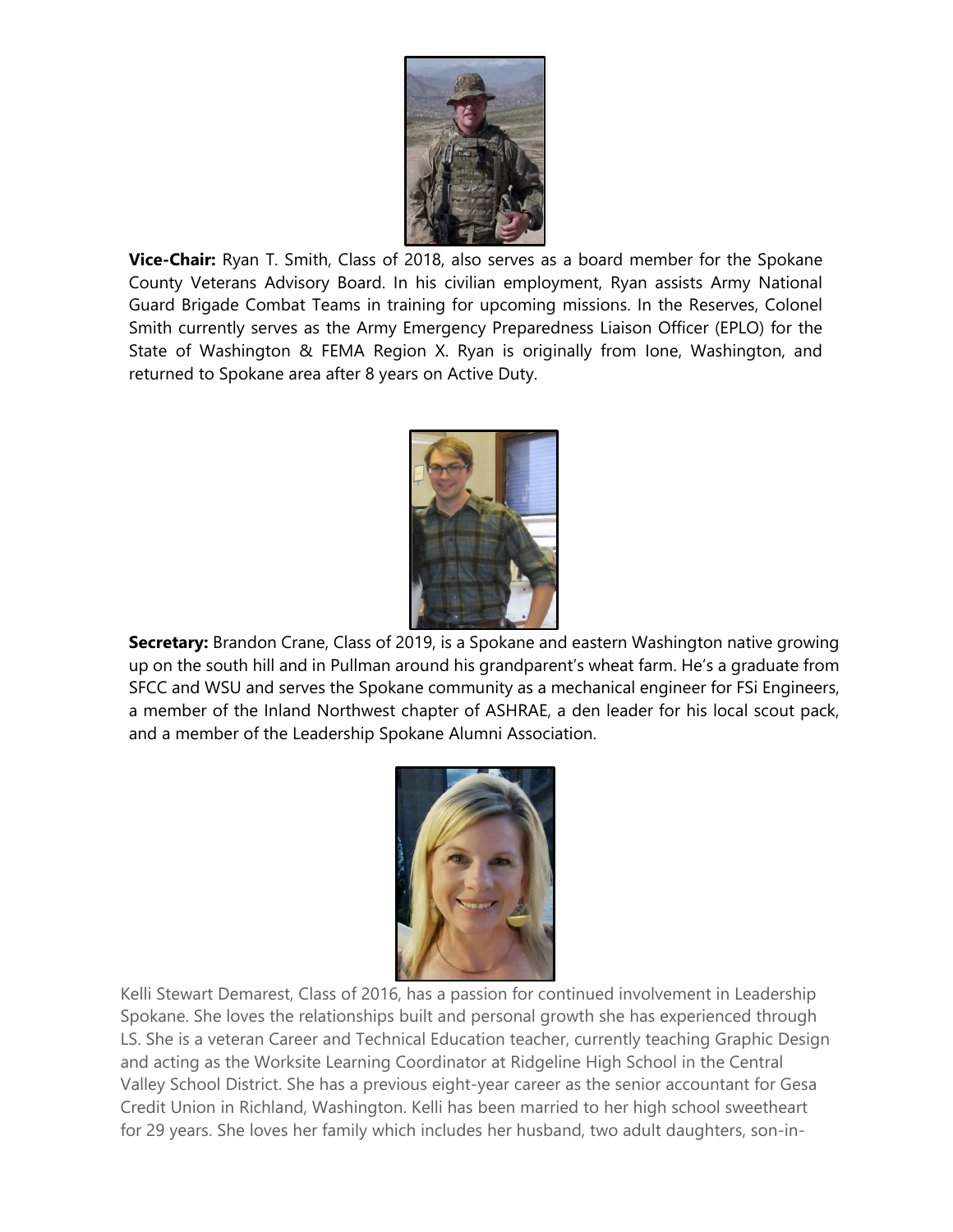**Vice-Chair:** Ryan T. Smith, Class of 2018, also serves as a board member for the Spokane County Veterans Advisory Board. In his civilian employment, Ryan assists Army National Guard Brigade Combat Teams in training for upcoming missions. In the Reserves, Colonel Smith currently serves as the Army Emergency Preparedness Liaison Officer (EPLO) for the State of Washington & FEMA Region X. Ryan is originally from Ione, Washington, and returned to Spokane area after 8 years on Active Duty.

**Secretary:** Brandon Crane, Class of 2019, is a Spokane and eastern Washington native growing up on the south hill and in Pullman around his grandparent's wheat farm. He's a graduate from SFCC and WSU and serves the Spokane community as a mechanical engineer for FSi Engineers, a member of the Inland Northwest chapter of ASHRAE, a den leader for his local scout pack, and a member of the Leadership Spokane Alumni Association.

Kelli Stewart Demarest, Class of 2016, has a passion for continued involvement in Leadership Spokane. She loves the relationships built and personal growth she has experienced through LS. She is a veteran Career and Technical Education teacher, currently teaching Graphic Design and acting as the Worksite Learning Coordinator at Ridgeline High School in the Central Valley School District. She has a previous eight-year career as the senior accountant for Gesa Credit Union in Richland, Washington. Kelli has been married to her high school sweetheart for 29 years. She loves her family which includes her husband, two adult daughters, son-in-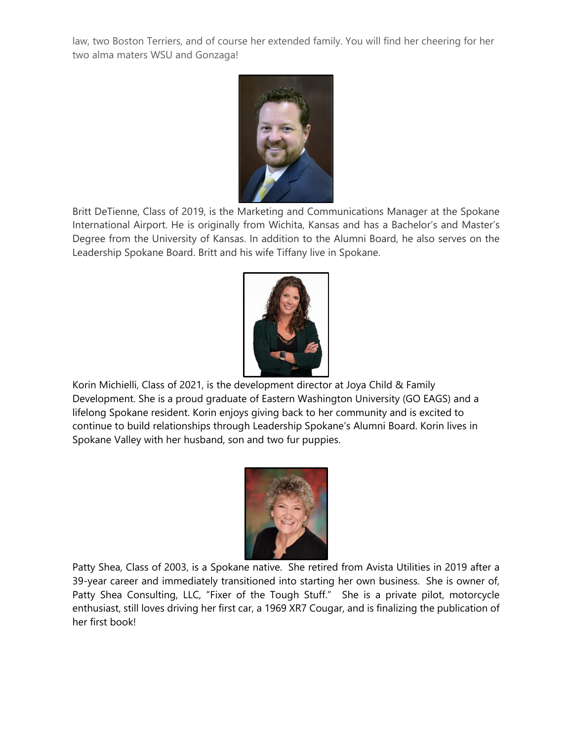law, two Boston Terriers, and of course her extended family. You will find her cheering for her two alma maters WSU and Gonzaga!

Britt DeTienne, Class of 2019, is the Marketing and Communications Manager at the Spokane International Airport. He is originally from Wichita, Kansas and has a Bachelor's and Master's Degree from the University of Kansas. In addition to the Alumni Board, he also serves on the Leadership Spokane Board. Britt and his wife Tiffany live in Spokane.

Korin Michielli, Class of 2021, is the development director at Joya Child & Family Development. She is a proud graduate of Eastern Washington University (GO EAGS) and a lifelong Spokane resident. Korin enjoys giving back to her community and is excited to continue to build relationships through Leadership Spokane's Alumni Board. Korin lives in Spokane Valley with her husband, son and two fur puppies.

Patty Shea, Class of 2003, is a Spokane native. She retired from Avista Utilities in 2019 after a 39-year career and immediately transitioned into starting her own business. She is owner of, Patty Shea Consulting, LLC, "Fixer of the Tough Stuff." She is a private pilot, motorcycle enthusiast, still loves driving her first car, a 1969 XR7 Cougar, and is finalizing the publication of her first book!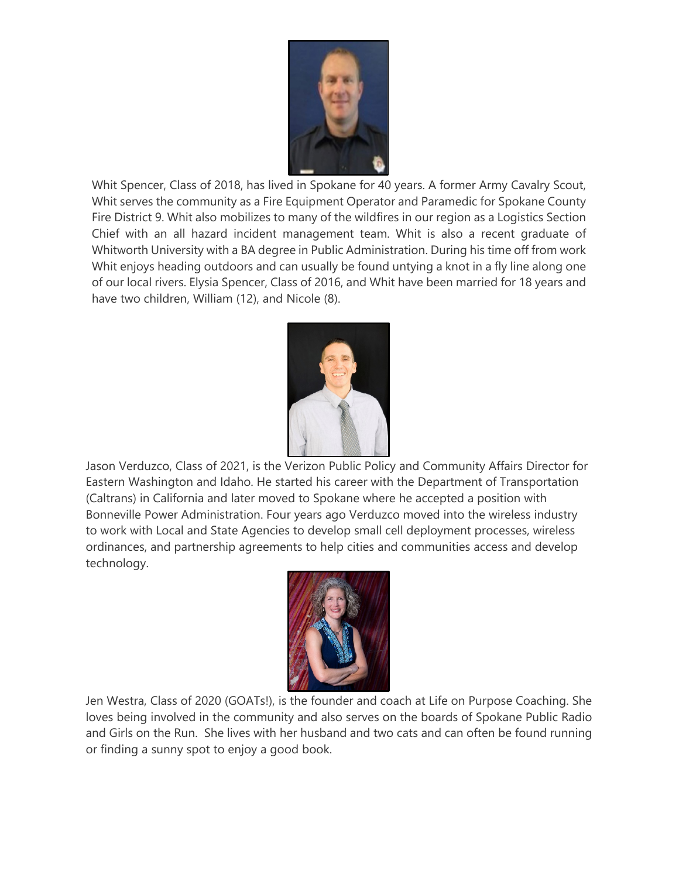Whit Spencer, Class of 2018, has lived in Spokane for 40 years. A former Army Cavalry Scout, Whit serves the community as a Fire Equipment Operator and Paramedic for Spokane County Fire District 9. Whit also mobilizes to many of the wildfires in our region as a Logistics Section Chief with an all hazard incident management team. Whit is also a recent graduate of Whitworth University with a BA degree in Public Administration. During his time off from work Whit enjoys heading outdoors and can usually be found untying a knot in a fly line along one of our local rivers. Elysia Spencer, Class of 2016, and Whit have been married for 18 years and have two children, William (12), and Nicole (8).

Jason Verduzco, Class of 2021, is the Verizon Public Policy and Community Affairs Director for Eastern Washington and Idaho. He started his career with the Department of Transportation (Caltrans) in California and later moved to Spokane where he accepted a position with Bonneville Power Administration. Four years ago Verduzco moved into the wireless industry to work with Local and State Agencies to develop small cell deployment processes, wireless ordinances, and partnership agreements to help cities and communities access and develop technology.

Jen Westra, Class of 2020 (GOATs!), is the founder and coach at Life on Purpose Coaching. She loves being involved in the community and also serves on the boards of Spokane Public Radio and Girls on the Run. She lives with her husband and two cats and can often be found running or finding a sunny spot to enjoy a good book.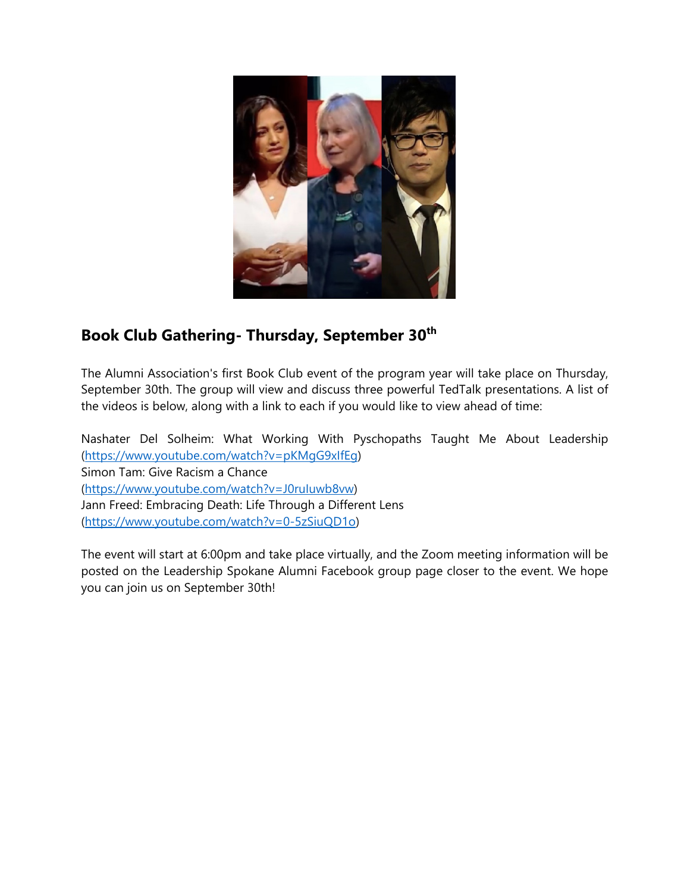## Book Club Gathering- Thursday, September 30th

The Alumni Association's first Book Club event of the program year will take place on Thursday, September 30th. The group will view and discuss three powerful TedTalk presentations. A list of the videos is below, along with a link to each if you would like to view ahead of time:

Nashater Del Solheim: What Working With Pyschopaths Taught Me About Leadership (https://www.youtube.com/watch?v=pKMgG9xIfEg)
Simon Tam: Give Racism a Chance (https://www.youtube.com/watch?v=J0ruIuwb8vw)
Jann Freed: Embracing Death: Life Through a Different Lens (https://www.youtube.com/watch?v=0-5zSiuQD1o)

The event will start at 6:00pm and take place virtually, and the Zoom meeting information will be posted on the Leadership Spokane Alumni Facebook group page closer to the event. We hope you can join us on September 30th!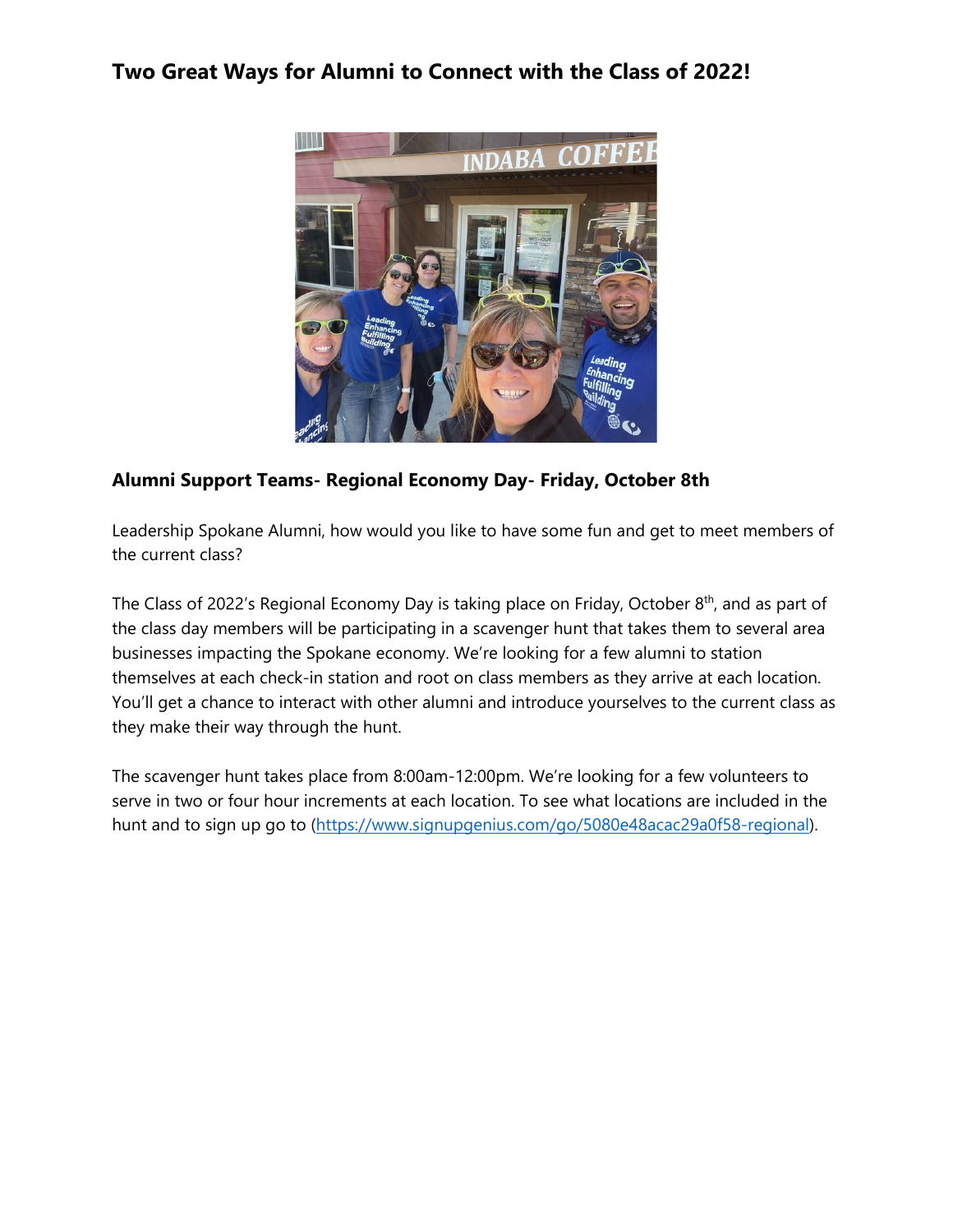## Two Great Ways for Alumni to Connect with the Class of 2022!

### Alumni Support Teams- Regional Economy Day- Friday, October 8th

Leadership Spokane Alumni, how would you like to have some fun and get to meet members of the current class?

The Class of 2022's Regional Economy Day is taking place on Friday, October 8th, and as part of the class day members will be participating in a scavenger hunt that takes them to several area businesses impacting the Spokane economy. We're looking for a few alumni to station themselves at each check-in station and root on class members as they arrive at each location. You'll get a chance to interact with other alumni and introduce yourselves to the current class as they make their way through the hunt.

The scavenger hunt takes place from 8:00am-12:00pm. We're looking for a few volunteers to serve in two or four hour increments at each location. To see what locations are included in the hunt and to sign up go to (https://www.signupgenius.com/go/5080e48acac29a0f58-regional).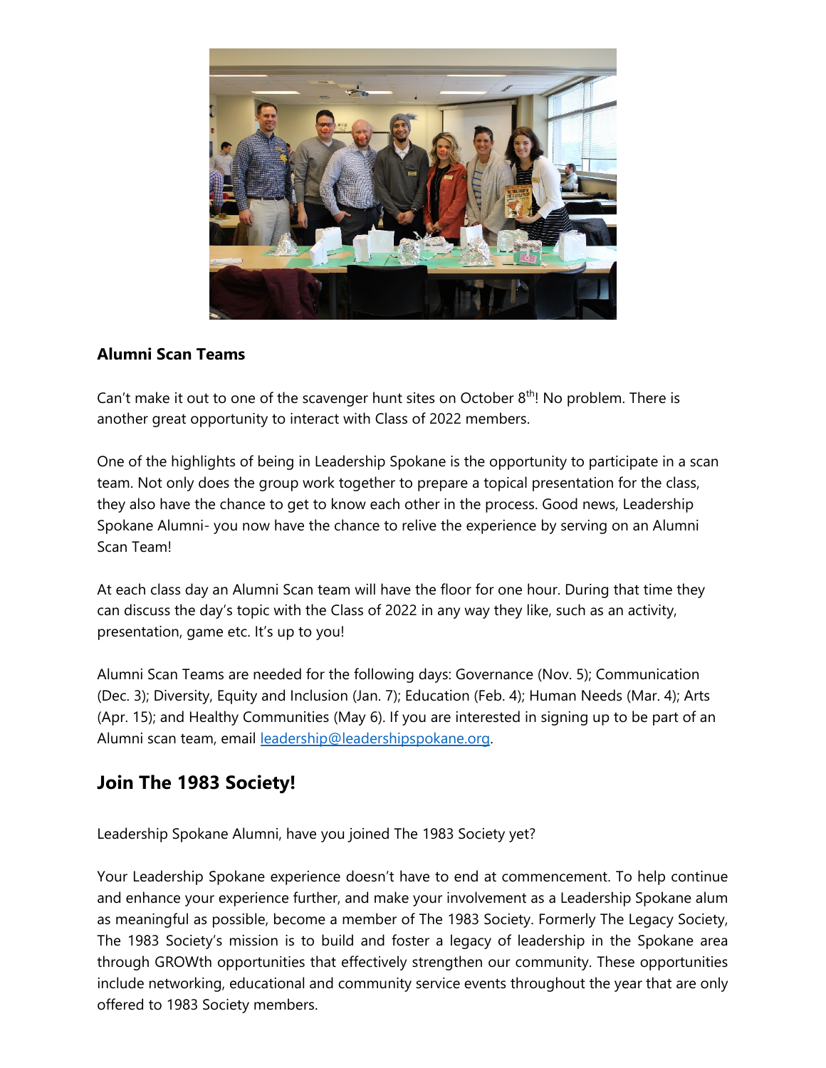### Alumni Scan Teams

Can't make it out to one of the scavenger hunt sites on October 8th! No problem. There is another great opportunity to interact with Class of 2022 members.

One of the highlights of being in Leadership Spokane is the opportunity to participate in a scan team. Not only does the group work together to prepare a topical presentation for the class, they also have the chance to get to know each other in the process. Good news, Leadership Spokane Alumni- you now have the chance to relive the experience by serving on an Alumni Scan Team!

At each class day an Alumni Scan team will have the floor for one hour. During that time they can discuss the day's topic with the Class of 2022 in any way they like, such as an activity, presentation, game etc. It's up to you!

Alumni Scan Teams are needed for the following days: Governance (Nov. 5); Communication (Dec. 3); Diversity, Equity and Inclusion (Jan. 7); Education (Feb. 4); Human Needs (Mar. 4); Arts (Apr. 15); and Healthy Communities (May 6). If you are interested in signing up to be part of an Alumni scan team, email [leadership@leadershipspokane.org](mailto:leadership@leadershipspokane.org).

## Join The 1983 Society!

Leadership Spokane Alumni, have you joined The 1983 Society yet?

Your Leadership Spokane experience doesn't have to end at commencement. To help continue and enhance your experience further, and make your involvement as a Leadership Spokane alum as meaningful as possible, become a member of The 1983 Society. Formerly The Legacy Society, The 1983 Society's mission is to build and foster a legacy of leadership in the Spokane area through GROWth opportunities that effectively strengthen our community. These opportunities include networking, educational and community service events throughout the year that are only offered to 1983 Society members.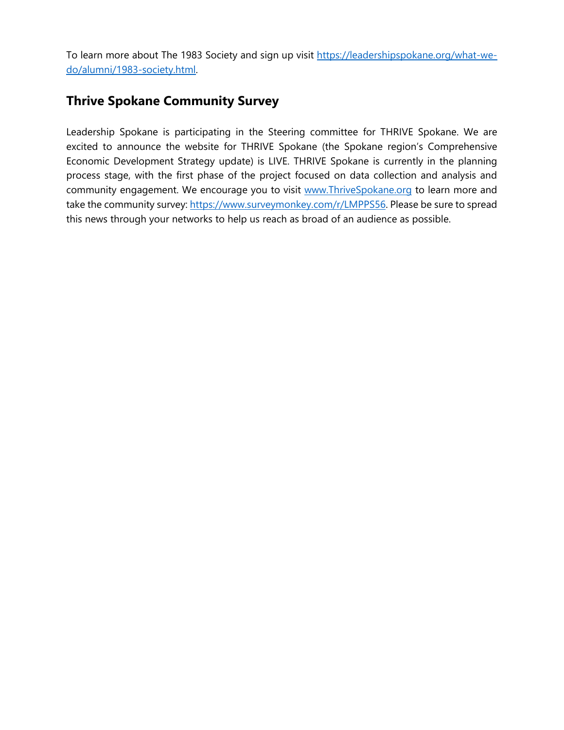To learn more about The 1983 Society and sign up visit [https://leadershipspokane.org/what-we-do/alumni/1983-society.html](https://leadershipspokane.org/what-we-do/alumni/1983-society.html).

## Thrive Spokane Community Survey

Leadership Spokane is participating in the Steering committee for THRIVE Spokane. We are excited to announce the website for THRIVE Spokane (the Spokane region's Comprehensive Economic Development Strategy update) is LIVE. THRIVE Spokane is currently in the planning process stage, with the first phase of the project focused on data collection and analysis and community engagement. We encourage you to visit [www.ThriveSpokane.org](http://www.ThriveSpokane.org) to learn more and take the community survey: [https://www.surveymonkey.com/r/LMPPS56](https://www.surveymonkey.com/r/LMPPS56). Please be sure to spread this news through your networks to help us reach as broad of an audience as possible.